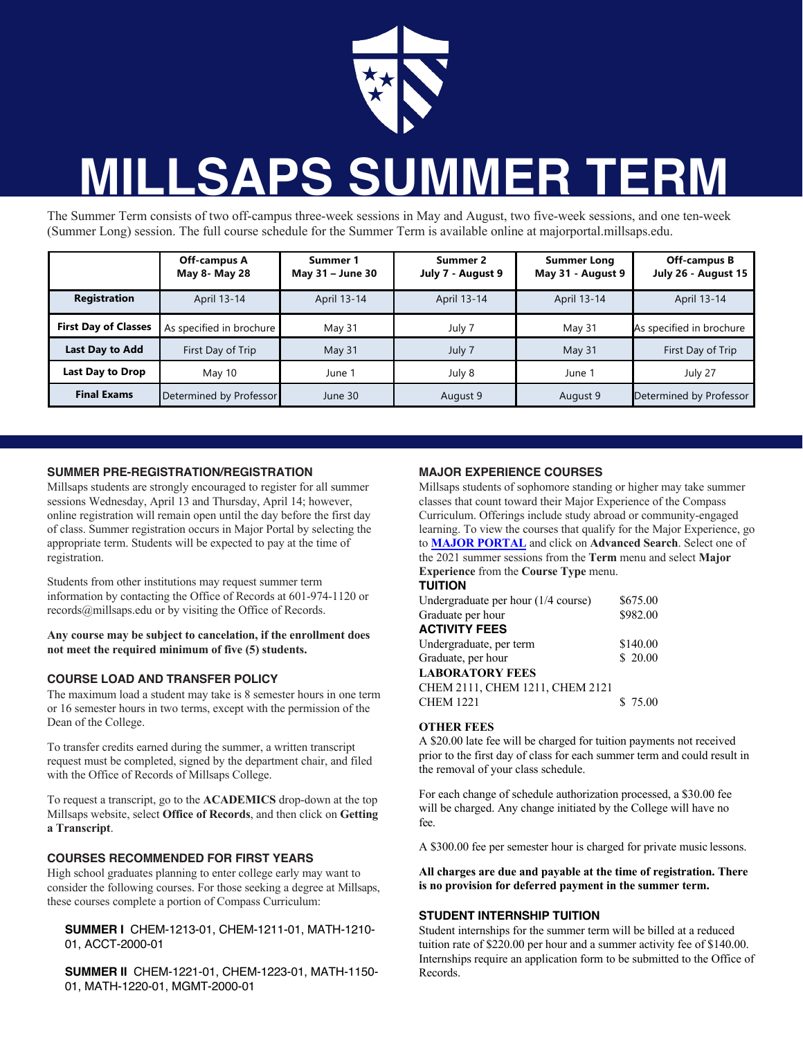# MILLSAPS SUMMER TERM

The Summer Term consists of two off-campus three-week sessions in May and August, two five-week sessions, and one ten-week (Summer Long) session. The full course schedule for the Summer Term is available online at majorportal.millsaps.edu.

| | Off-campus A May 8- May 28 | Summer 1 May 31 – June 30 | Summer 2 July 7 - August 9 | Summer Long May 31 - August 9 | Off-campus B July 26 - August 15 |
|---|---|---|---|---|---|
| **Registration** | April 13-14 | April 13-14 | April 13-14 | April 13-14 | April 13-14 |
| **First Day of Classes** | As specified in brochure | May 31 | July 7 | May 31 | As specified in brochure |
| **Last Day to Add** | First Day of Trip | May 31 | July 7 | May 31 | First Day of Trip |
| **Last Day to Drop** | May 10 | June 1 | July 8 | June 1 | July 27 |
| **Final Exams** | Determined by Professor | June 30 | August 9 | August 9 | Determined by Professor |

## SUMMER PRE-REGISTRATION/REGISTRATION

Millsaps students are strongly encouraged to register for all summer sessions Wednesday, April 13 and Thursday, April 14; however, online registration will remain open until the day before the first day of class. Summer registration occurs in Major Portal by selecting the appropriate term. Students will be expected to pay at the time of registration.

Students from other institutions may request summer term information by contacting the Office of Records at 601-974-1120 or records@millsaps.edu or by visiting the Office of Records.

**Any course may be subject to cancelation, if the enrollment does not meet the required minimum of five (5) students.**

## COURSE LOAD AND TRANSFER POLICY

The maximum load a student may take is 8 semester hours in one term or 16 semester hours in two terms, except with the permission of the Dean of the College.

To transfer credits earned during the summer, a written transcript request must be completed, signed by the department chair, and filed with the Office of Records of Millsaps College.

To request a transcript, go to the **ACADEMICS** drop-down at the top Millsaps website, select **Office of Records**, and then click on **Getting a Transcript**.

## COURSES RECOMMENDED FOR FIRST YEARS

High school graduates planning to enter college early may want to consider the following courses. For those seeking a degree at Millsaps, these courses complete a portion of Compass Curriculum:

**SUMMER I** CHEM-1213-01, CHEM-1211-01, MATH-1210-01, ACCT-2000-01

**SUMMER II** CHEM-1221-01, CHEM-1223-01, MATH-1150-01, MATH-1220-01, MGMT-2000-01

## MAJOR EXPERIENCE COURSES

Millsaps students of sophomore standing or higher may take summer classes that count toward their Major Experience of the Compass Curriculum. Offerings include study abroad or community-engaged learning. To view the courses that qualify for the Major Experience, go to **MAJOR PORTAL** and click on **Advanced Search**. Select one of the 2021 summer sessions from the **Term** menu and select **Major Experience** from the **Course Type** menu.

## TUITION

| | |
|---|---|
| Undergraduate per hour (1/4 course) | $675.00 |
| Graduate per hour | $982.00 |

## ACTIVITY FEES

| | |
|---|---|
| Undergraduate, per term | $140.00 |
| Graduate, per hour | $ 20.00 |

## LABORATORY FEES

| | |
|---|---|
| CHEM 2111, CHEM 1211, CHEM 2121 CHEM 1221 | $ 75.00 |

## OTHER FEES

A $20.00 late fee will be charged for tuition payments not received prior to the first day of class for each summer term and could result in the removal of your class schedule.

For each change of schedule authorization processed, a $30.00 fee will be charged. Any change initiated by the College will have no fee.

A $300.00 fee per semester hour is charged for private music lessons.

**All charges are due and payable at the time of registration. There is no provision for deferred payment in the summer term.**

## STUDENT INTERNSHIP TUITION

Student internships for the summer term will be billed at a reduced tuition rate of $220.00 per hour and a summer activity fee of $140.00. Internships require an application form to be submitted to the Office of Records.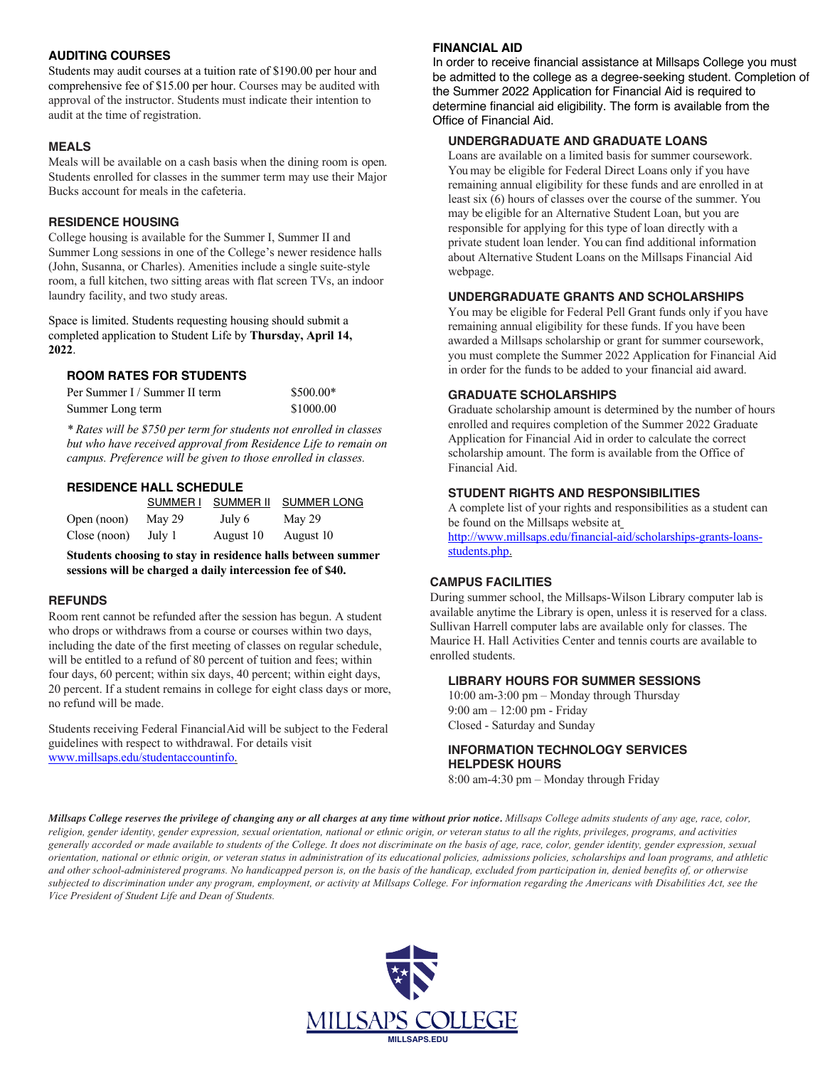## AUDITING COURSES

Students may audit courses at a tuition rate of $190.00 per hour and comprehensive fee of $15.00 per hour. Courses may be audited with approval of the instructor. Students must indicate their intention to audit at the time of registration.

## MEALS

Meals will be available on a cash basis when the dining room is open. Students enrolled for classes in the summer term may use their Major Bucks account for meals in the cafeteria.

## RESIDENCE HOUSING

College housing is available for the Summer I, Summer II and Summer Long sessions in one of the College's newer residence halls (John, Susanna, or Charles). Amenities include a single suite-style room, a full kitchen, two sitting areas with flat screen TVs, an indoor laundry facility, and two study areas.

Space is limited. Students requesting housing should submit a completed application to Student Life by **Thursday, April 14, 2022**.

### ROOM RATES FOR STUDENTS

| | |
|---|---|
| Per Summer I / Summer II term | $500.00* |
| Summer Long term | $1000.00 |

*\* Rates will be $750 per term for students not enrolled in classes but who have received approval from Residence Life to remain on campus. Preference will be given to those enrolled in classes.*

### RESIDENCE HALL SCHEDULE

| | SUMMER I | SUMMER II | SUMMER LONG |
|---|---|---|---|
| Open (noon) | May 29 | July 6 | May 29 |
| Close (noon) | July 1 | August 10 | August 10 |

**Students choosing to stay in residence halls between summer sessions will be charged a daily intersession fee of $40.**

## REFUNDS

Room rent cannot be refunded after the session has begun. A student who drops or withdraws from a course or courses within two days, including the date of the first meeting of classes on regular schedule, will be entitled to a refund of 80 percent of tuition and fees; within four days, 60 percent; within six days, 40 percent; within eight days, 20 percent. If a student remains in college for eight class days or more, no refund will be made.

Students receiving Federal Financial Aid will be subject to the Federal guidelines with respect to withdrawal. For details visit www.millsaps.edu/studentaccountinfo.

## FINANCIAL AID

In order to receive financial assistance at Millsaps College you must be admitted to the college as a degree-seeking student. Completion of the Summer 2022 Application for Financial Aid is required to determine financial aid eligibility. The form is available from the Office of Financial Aid.

### UNDERGRADUATE AND GRADUATE LOANS

Loans are available on a limited basis for summer coursework. You may be eligible for Federal Direct Loans only if you have remaining annual eligibility for these funds and are enrolled in at least six (6) hours of classes over the course of the summer. You may be eligible for an Alternative Student Loan, but you are responsible for applying for this type of loan directly with a private student loan lender. You can find additional information about Alternative Student Loans on the Millsaps Financial Aid webpage.

### UNDERGRADUATE GRANTS AND SCHOLARSHIPS

You may be eligible for Federal Pell Grant funds only if you have remaining annual eligibility for these funds. If you have been awarded a Millsaps scholarship or grant for summer coursework, you must complete the Summer 2022 Application for Financial Aid in order for the funds to be added to your financial aid award.

### GRADUATE SCHOLARSHIPS

Graduate scholarship amount is determined by the number of hours enrolled and requires completion of the Summer 2022 Graduate Application for Financial Aid in order to calculate the correct scholarship amount. The form is available from the Office of Financial Aid.

### STUDENT RIGHTS AND RESPONSIBILITIES

A complete list of your rights and responsibilities as a student can be found on the Millsaps website at http://www.millsaps.edu/financial-aid/scholarships-grants-loans-students.php.

## CAMPUS FACILITIES

During summer school, the Millsaps-Wilson Library computer lab is available anytime the Library is open, unless it is reserved for a class. Sullivan Harrell computer labs are available only for classes. The Maurice H. Hall Activities Center and tennis courts are available to enrolled students.

### LIBRARY HOURS FOR SUMMER SESSIONS

10:00 am-3:00 pm – Monday through Thursday
9:00 am – 12:00 pm - Friday
Closed - Saturday and Sunday

### INFORMATION TECHNOLOGY SERVICES HELPDESK HOURS

8:00 am-4:30 pm – Monday through Friday

***Millsaps College reserves the privilege of changing any or all charges at any time without prior notice.*** *Millsaps College admits students of any age, race, color, religion, gender identity, gender expression, sexual orientation, national or ethnic origin, or veteran status to all the rights, privileges, programs, and activities generally accorded or made available to students of the College. It does not discriminate on the basis of age, race, color, gender identity, gender expression, sexual orientation, national or ethnic origin, or veteran status in administration of its educational policies, admissions policies, scholarships and loan programs, and athletic and other school-administered programs. No handicapped person is, on the basis of the handicap, excluded from participation in, denied benefits of, or otherwise subjected to discrimination under any program, employment, or activity at Millsaps College. For information regarding the Americans with Disabilities Act, see the Vice President of Student Life and Dean of Students.*

MILLSAPS COLLEGE
MILLSAPS.EDU